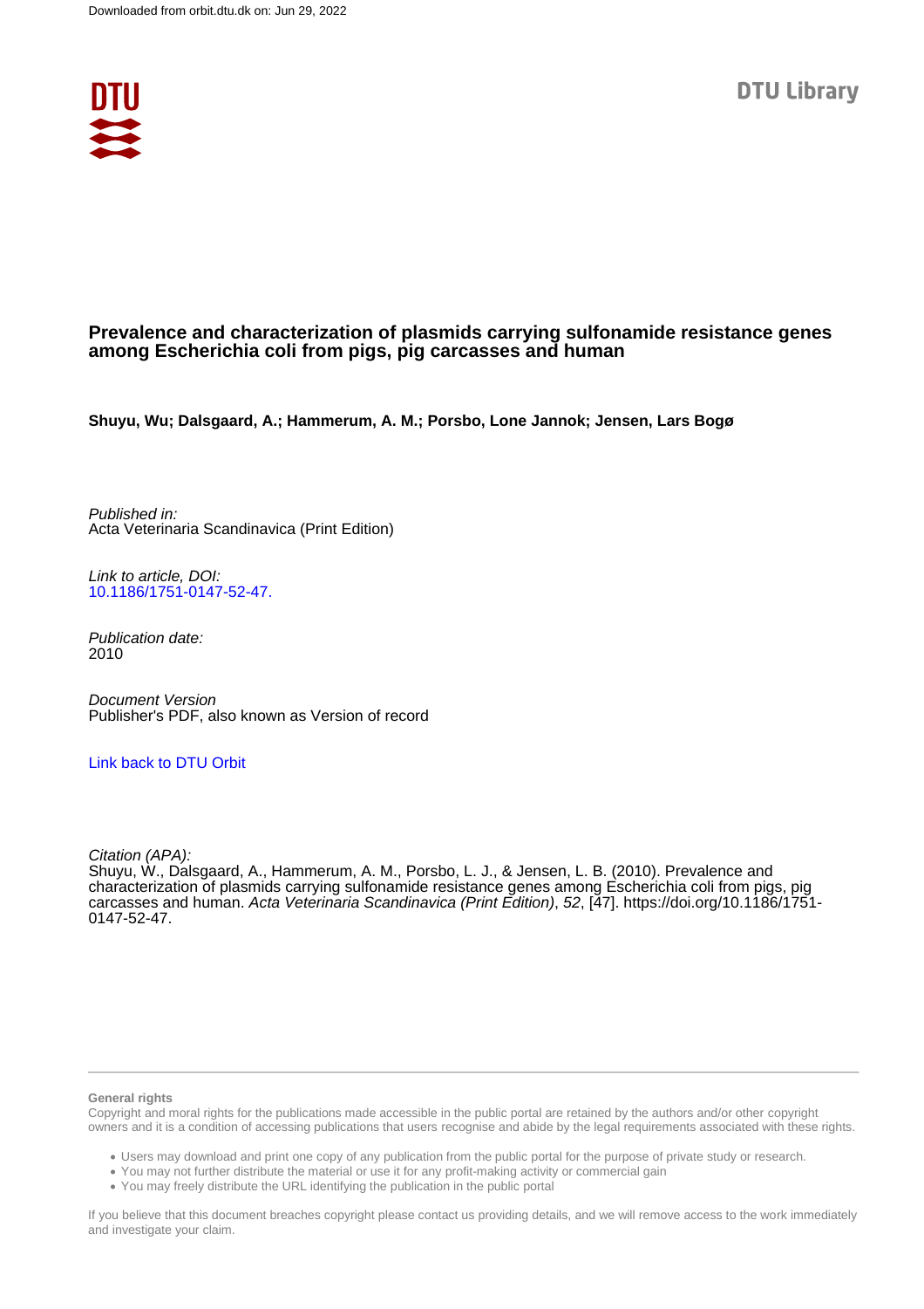Downloaded from orbit.dtu.dk on: Jun 29, 2022

DTU Library

# Prevalence and characterization of plasmids carrying sulfonamide resistance genes among Escherichia coli from pigs, pig carcasses and human

**Shuyu, Wu; Dalsgaard, A.; Hammerum, A. M.; Porsbo, Lone Jannok; Jensen, Lars Bogø**

*Published in:*
Acta Veterinaria Scandinavica (Print Edition)

*Link to article, DOI:*
10.1186/1751-0147-52-47.

*Publication date:*
2010

*Document Version*
Publisher's PDF, also known as Version of record

Link back to DTU Orbit

*Citation (APA):*
Shuyu, W., Dalsgaard, A., Hammerum, A. M., Porsbo, L. J., & Jensen, L. B. (2010). Prevalence and characterization of plasmids carrying sulfonamide resistance genes among Escherichia coli from pigs, pig carcasses and human. *Acta Veterinaria Scandinavica (Print Edition)*, *52*, [47]. https://doi.org/10.1186/1751-0147-52-47.

**General rights**

Copyright and moral rights for the publications made accessible in the public portal are retained by the authors and/or other copyright owners and it is a condition of accessing publications that users recognise and abide by the legal requirements associated with these rights.

- Users may download and print one copy of any publication from the public portal for the purpose of private study or research.
- You may not further distribute the material or use it for any profit-making activity or commercial gain
- You may freely distribute the URL identifying the publication in the public portal

If you believe that this document breaches copyright please contact us providing details, and we will remove access to the work immediately and investigate your claim.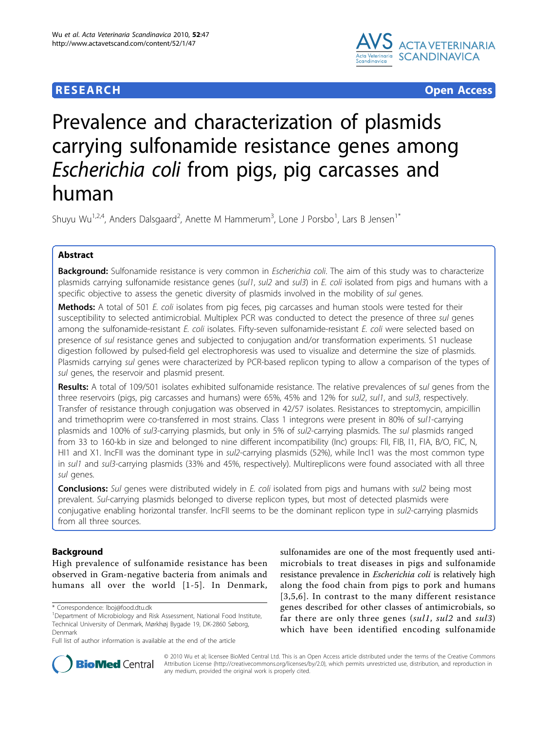# Prevalence and characterization of plasmids carrying sulfonamide resistance genes among *Escherichia coli* from pigs, pig carcasses and human

Shuyu Wu[1,2,4], Anders Dalsgaard[2], Anette M Hammerum[3], Lone J Porsbo[1], Lars B Jensen[1*]

## Abstract

**Background:** Sulfonamide resistance is very common in *Escherichia coli*. The aim of this study was to characterize plasmids carrying sulfonamide resistance genes (*sul1*, *sul2* and *sul3*) in *E. coli* isolated from pigs and humans with a specific objective to assess the genetic diversity of plasmids involved in the mobility of *sul* genes.

**Methods:** A total of 501 *E. coli* isolates from pig feces, pig carcasses and human stools were tested for their susceptibility to selected antimicrobial. Multiplex PCR was conducted to detect the presence of three *sul* genes among the sulfonamide-resistant *E. coli* isolates. Fifty-seven sulfonamide-resistant *E. coli* were selected based on presence of *sul* resistance genes and subjected to conjugation and/or transformation experiments. S1 nuclease digestion followed by pulsed-field gel electrophoresis was used to visualize and determine the size of plasmids. Plasmids carrying *sul* genes were characterized by PCR-based replicon typing to allow a comparison of the types of *sul* genes, the reservoir and plasmid present.

**Results:** A total of 109/501 isolates exhibited sulfonamide resistance. The relative prevalences of *sul* genes from the three reservoirs (pigs, pig carcasses and humans) were 65%, 45% and 12% for *sul2*, *sul1*, and *sul3*, respectively. Transfer of resistance through conjugation was observed in 42/57 isolates. Resistances to streptomycin, ampicillin and trimethoprim were co-transferred in most strains. Class 1 integrons were present in 80% of *sul1*-carrying plasmids and 100% of *sul3*-carrying plasmids, but only in 5% of *sul2*-carrying plasmids. The *sul* plasmids ranged from 33 to 160-kb in size and belonged to nine different incompatibility (Inc) groups: FII, FIB, I1, FIA, B/O, FIC, N, HI1 and X1. IncFII was the dominant type in *sul2*-carrying plasmids (52%), while IncI1 was the most common type in *sul1* and *sul3*-carrying plasmids (33% and 45%, respectively). Multireplicons were found associated with all three *sul* genes.

**Conclusions:** *Sul* genes were distributed widely in *E. coli* isolated from pigs and humans with *sul2* being most prevalent. *Sul*-carrying plasmids belonged to diverse replicon types, but most of detected plasmids were conjugative enabling horizontal transfer. IncFII seems to be the dominant replicon type in *sul2*-carrying plasmids from all three sources.

## Background

High prevalence of sulfonamide resistance has been observed in Gram-negative bacteria from animals and humans all over the world [1-5]. In Denmark, sulfonamides are one of the most frequently used antimicrobials to treat diseases in pigs and sulfonamide resistance prevalence in *Escherichia coli* is relatively high along the food chain from pigs to pork and humans [3,5,6]. In contrast to the many different resistance genes described for other classes of antimicrobials, so far there are only three genes (*sul1*, *sul2* and *sul3*) which have been identified encoding sulfonamide

\* Correspondence: lboj@food.dtu.dk
[1]Department of Microbiology and Risk Assessment, National Food Institute, Technical University of Denmark, Mørkhøj Bygade 19, DK-2860 Søborg, Denmark
Full list of author information is available at the end of the article

© 2010 Wu et al; licensee BioMed Central Ltd. This is an Open Access article distributed under the terms of the Creative Commons Attribution License (http://creativecommons.org/licenses/by/2.0), which permits unrestricted use, distribution, and reproduction in any medium, provided the original work is properly cited.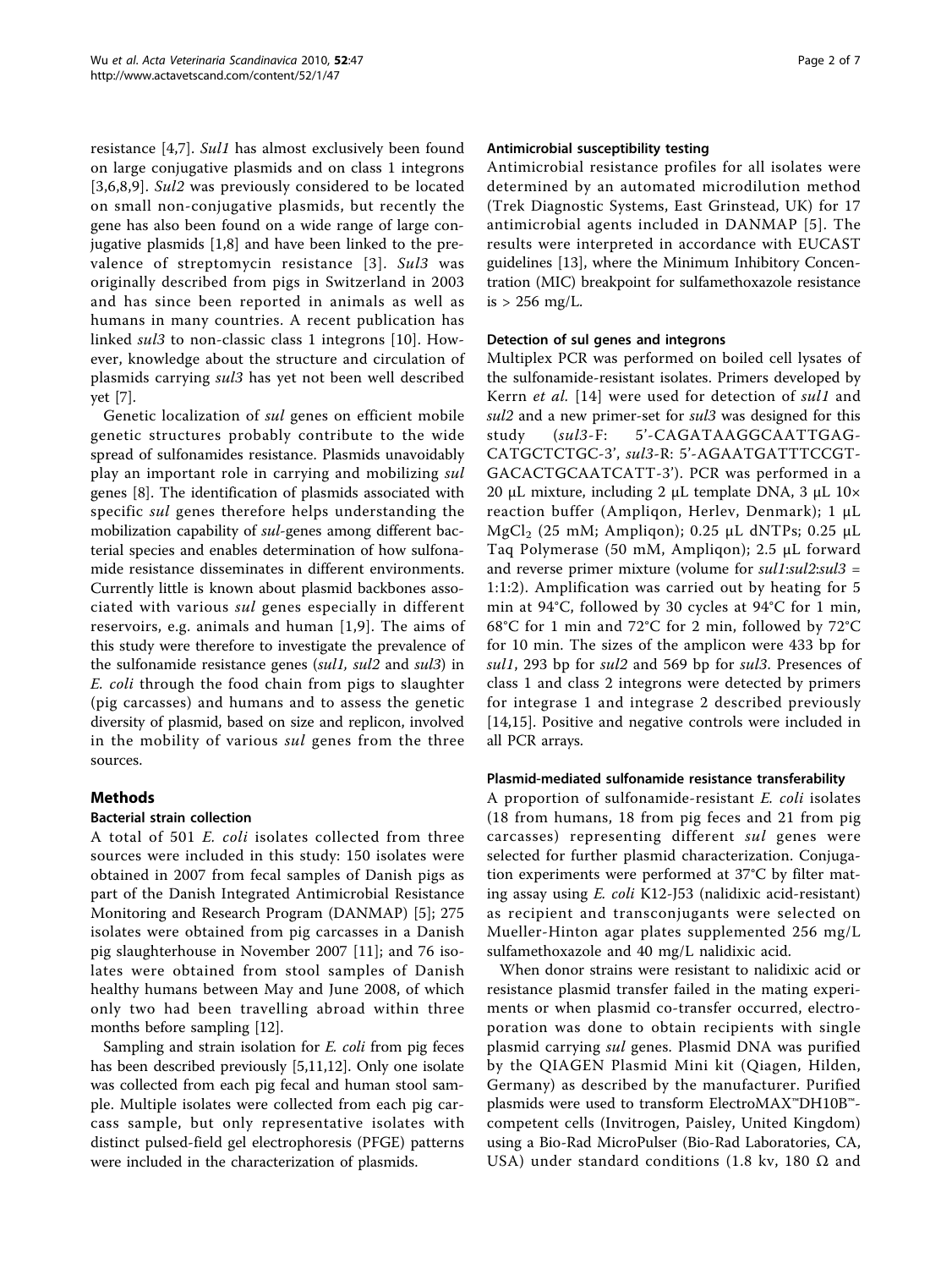resistance [4,7]. *Sul1* has almost exclusively been found on large conjugative plasmids and on class 1 integrons [3,6,8,9]. *Sul2* was previously considered to be located on small non-conjugative plasmids, but recently the gene has also been found on a wide range of large conjugative plasmids [1,8] and have been linked to the prevalence of streptomycin resistance [3]. *Sul3* was originally described from pigs in Switzerland in 2003 and has since been reported in animals as well as humans in many countries. A recent publication has linked *sul3* to non-classic class 1 integrons [10]. However, knowledge about the structure and circulation of plasmids carrying *sul3* has yet not been well described yet [7].

Genetic localization of *sul* genes on efficient mobile genetic structures probably contribute to the wide spread of sulfonamides resistance. Plasmids unavoidably play an important role in carrying and mobilizing *sul* genes [8]. The identification of plasmids associated with specific *sul* genes therefore helps understanding the mobilization capability of *sul*-genes among different bacterial species and enables determination of how sulfonamide resistance disseminates in different environments. Currently little is known about plasmid backbones associated with various *sul* genes especially in different reservoirs, e.g. animals and human [1,9]. The aims of this study were therefore to investigate the prevalence of the sulfonamide resistance genes (*sul1, sul2* and *sul3*) in *E. coli* through the food chain from pigs to slaughter (pig carcasses) and humans and to assess the genetic diversity of plasmid, based on size and replicon, involved in the mobility of various *sul* genes from the three sources.

## Methods

### Bacterial strain collection

A total of 501 *E. coli* isolates collected from three sources were included in this study: 150 isolates were obtained in 2007 from fecal samples of Danish pigs as part of the Danish Integrated Antimicrobial Resistance Monitoring and Research Program (DANMAP) [5]; 275 isolates were obtained from pig carcasses in a Danish pig slaughterhouse in November 2007 [11]; and 76 isolates were obtained from stool samples of Danish healthy humans between May and June 2008, of which only two had been travelling abroad within three months before sampling [12].

Sampling and strain isolation for *E. coli* from pig feces has been described previously [5,11,12]. Only one isolate was collected from each pig fecal and human stool sample. Multiple isolates were collected from each pig carcass sample, but only representative isolates with distinct pulsed-field gel electrophoresis (PFGE) patterns were included in the characterization of plasmids.

### Antimicrobial susceptibility testing

Antimicrobial resistance profiles for all isolates were determined by an automated microdilution method (Trek Diagnostic Systems, East Grinstead, UK) for 17 antimicrobial agents included in DANMAP [5]. The results were interpreted in accordance with EUCAST guidelines [13], where the Minimum Inhibitory Concentration (MIC) breakpoint for sulfamethoxazole resistance is > 256 mg/L.

### Detection of sul genes and integrons

Multiplex PCR was performed on boiled cell lysates of the sulfonamide-resistant isolates. Primers developed by Kerrn *et al.* [14] were used for detection of *sul1* and *sul2* and a new primer-set for *sul3* was designed for this study (*sul3*-F: 5'-CAGATAAGGCAATTGAG-CATGCTCTGC-3', *sul3*-R: 5'-AGAATGATTTCCGT-GACACTGCAATCATT-3'). PCR was performed in a 20 μL mixture, including 2 μL template DNA, 3 μL 10× reaction buffer (Ampliqon, Herlev, Denmark); 1 μL $MgCl_2$ (25 mM; Ampliqon); 0.25 μL dNTPs; 0.25 μL Taq Polymerase (50 mM, Ampliqon); 2.5 μL forward and reverse primer mixture (volume for *sul1*:*sul2*:*sul3* = 1:1:2). Amplification was carried out by heating for 5 min at 94°C, followed by 30 cycles at 94°C for 1 min, 68°C for 1 min and 72°C for 2 min, followed by 72°C for 10 min. The sizes of the amplicon were 433 bp for *sul1*, 293 bp for *sul2* and 569 bp for *sul3*. Presences of class 1 and class 2 integrons were detected by primers for integrase 1 and integrase 2 described previously [14,15]. Positive and negative controls were included in all PCR arrays.

### Plasmid-mediated sulfonamide resistance transferability

A proportion of sulfonamide-resistant *E. coli* isolates (18 from humans, 18 from pig feces and 21 from pig carcasses) representing different *sul* genes were selected for further plasmid characterization. Conjugation experiments were performed at 37°C by filter mating assay using *E. coli* K12-J53 (nalidixic acid-resistant) as recipient and transconjugants were selected on Mueller-Hinton agar plates supplemented 256 mg/L sulfamethoxazole and 40 mg/L nalidixic acid.

When donor strains were resistant to nalidixic acid or resistance plasmid transfer failed in the mating experiments or when plasmid co-transfer occurred, electroporation was done to obtain recipients with single plasmid carrying *sul* genes. Plasmid DNA was purified by the QIAGEN Plasmid Mini kit (Qiagen, Hilden, Germany) as described by the manufacturer. Purified plasmids were used to transform ElectroMAX™DH10B™-competent cells (Invitrogen, Paisley, United Kingdom) using a Bio-Rad MicroPulser (Bio-Rad Laboratories, CA, USA) under standard conditions (1.8 kv, 180 Ω and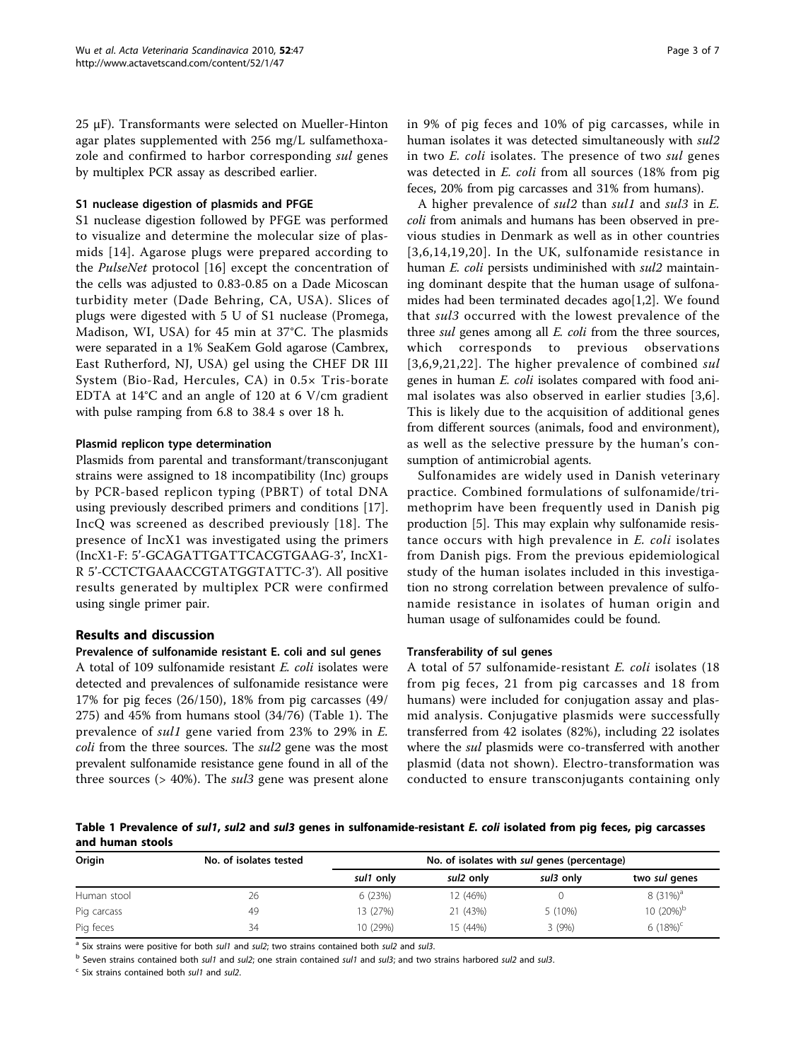25 μF). Transformants were selected on Mueller-Hinton agar plates supplemented with 256 mg/L sulfamethoxazole and confirmed to harbor corresponding *sul* genes by multiplex PCR assay as described earlier.

#### S1 nuclease digestion of plasmids and PFGE

S1 nuclease digestion followed by PFGE was performed to visualize and determine the molecular size of plasmids [14]. Agarose plugs were prepared according to the *PulseNet* protocol [16] except the concentration of the cells was adjusted to 0.83-0.85 on a Dade Micoscan turbidity meter (Dade Behring, CA, USA). Slices of plugs were digested with 5 U of S1 nuclease (Promega, Madison, WI, USA) for 45 min at 37°C. The plasmids were separated in a 1% SeaKem Gold agarose (Cambrex, East Rutherford, NJ, USA) gel using the CHEF DR III System (Bio-Rad, Hercules, CA) in 0.5× Tris-borate EDTA at 14°C and an angle of 120 at 6 V/cm gradient with pulse ramping from 6.8 to 38.4 s over 18 h.

#### Plasmid replicon type determination

Plasmids from parental and transformant/transconjugant strains were assigned to 18 incompatibility (Inc) groups by PCR-based replicon typing (PBRT) of total DNA using previously described primers and conditions [17]. IncQ was screened as described previously [18]. The presence of IncX1 was investigated using the primers (IncX1-F: 5'-GCAGATTGATTCACGTGAAG-3', IncX1-R 5'-CCTCTGAAACCGTATGGTATTC-3'). All positive results generated by multiplex PCR were confirmed using single primer pair.

## Results and discussion

#### Prevalence of sulfonamide resistant E. coli and sul genes

A total of 109 sulfonamide resistant *E. coli* isolates were detected and prevalences of sulfonamide resistance were 17% for pig feces (26/150), 18% from pig carcasses (49/275) and 45% from humans stool (34/76) (Table 1). The prevalence of *sul1* gene varied from 23% to 29% in *E. coli* from the three sources. The *sul2* gene was the most prevalent sulfonamide resistance gene found in all of the three sources (> 40%). The *sul3* gene was present alone in 9% of pig feces and 10% of pig carcasses, while in human isolates it was detected simultaneously with *sul2* in two *E. coli* isolates. The presence of two *sul* genes was detected in *E. coli* from all sources (18% from pig feces, 20% from pig carcasses and 31% from humans).

A higher prevalence of *sul2* than *sul1* and *sul3* in *E. coli* from animals and humans has been observed in previous studies in Denmark as well as in other countries [3,6,14,19,20]. In the UK, sulfonamide resistance in human *E. coli* persists undiminished with *sul2* maintaining dominant despite that the human usage of sulfonamides had been terminated decades ago[1,2]. We found that *sul3* occurred with the lowest prevalence of the three *sul* genes among all *E. coli* from the three sources, which corresponds to previous observations [3,6,9,21,22]. The higher prevalence of combined *sul* genes in human *E. coli* isolates compared with food animal isolates was also observed in earlier studies [3,6]. This is likely due to the acquisition of additional genes from different sources (animals, food and environment), as well as the selective pressure by the human's consumption of antimicrobial agents.

Sulfonamides are widely used in Danish veterinary practice. Combined formulations of sulfonamide/trimethoprim have been frequently used in Danish pig production [5]. This may explain why sulfonamide resistance occurs with high prevalence in *E. coli* isolates from Danish pigs. From the previous epidemiological study of the human isolates included in this investigation no strong correlation between prevalence of sulfonamide resistance in isolates of human origin and human usage of sulfonamides could be found.

#### Transferability of sul genes

A total of 57 sulfonamide-resistant *E. coli* isolates (18 from pig feces, 21 from pig carcasses and 18 from humans) were included for conjugation assay and plasmid analysis. Conjugative plasmids were successfully transferred from 42 isolates (82%), including 22 isolates where the *sul* plasmids were co-transferred with another plasmid (data not shown). Electro-transformation was conducted to ensure transconjugants containing only

**Table 1 Prevalence of *sul1*, *sul2* and *sul3* genes in sulfonamide-resistant *E. coli* isolated from pig feces, pig carcasses and human stools**

| Origin | No. of isolates tested | No. of isolates with *sul* genes (percentage) | | | |
|---|---|---|---|---|---|
| | | *sul1* only | *sul2* only | *sul3* only | two *sul* genes |
| Human stool | 26 | 6 (23%) | 12 (46%) | 0 | 8 (31%)[a] |
| Pig carcass | 49 | 13 (27%) | 21 (43%) | 5 (10%) | 10 (20%)[b] |
| Pig feces | 34 | 10 (29%) | 15 (44%) | 3 (9%) | 6 (18%)[c] |

[a] Six strains were positive for both *sul1* and *sul2*; two strains contained both *sul2* and *sul3*.

[b] Seven strains contained both *sul1* and *sul2*; one strain contained *sul1* and *sul3*; and two strains harbored *sul2* and *sul3*.

[c] Six strains contained both *sul1* and *sul2*.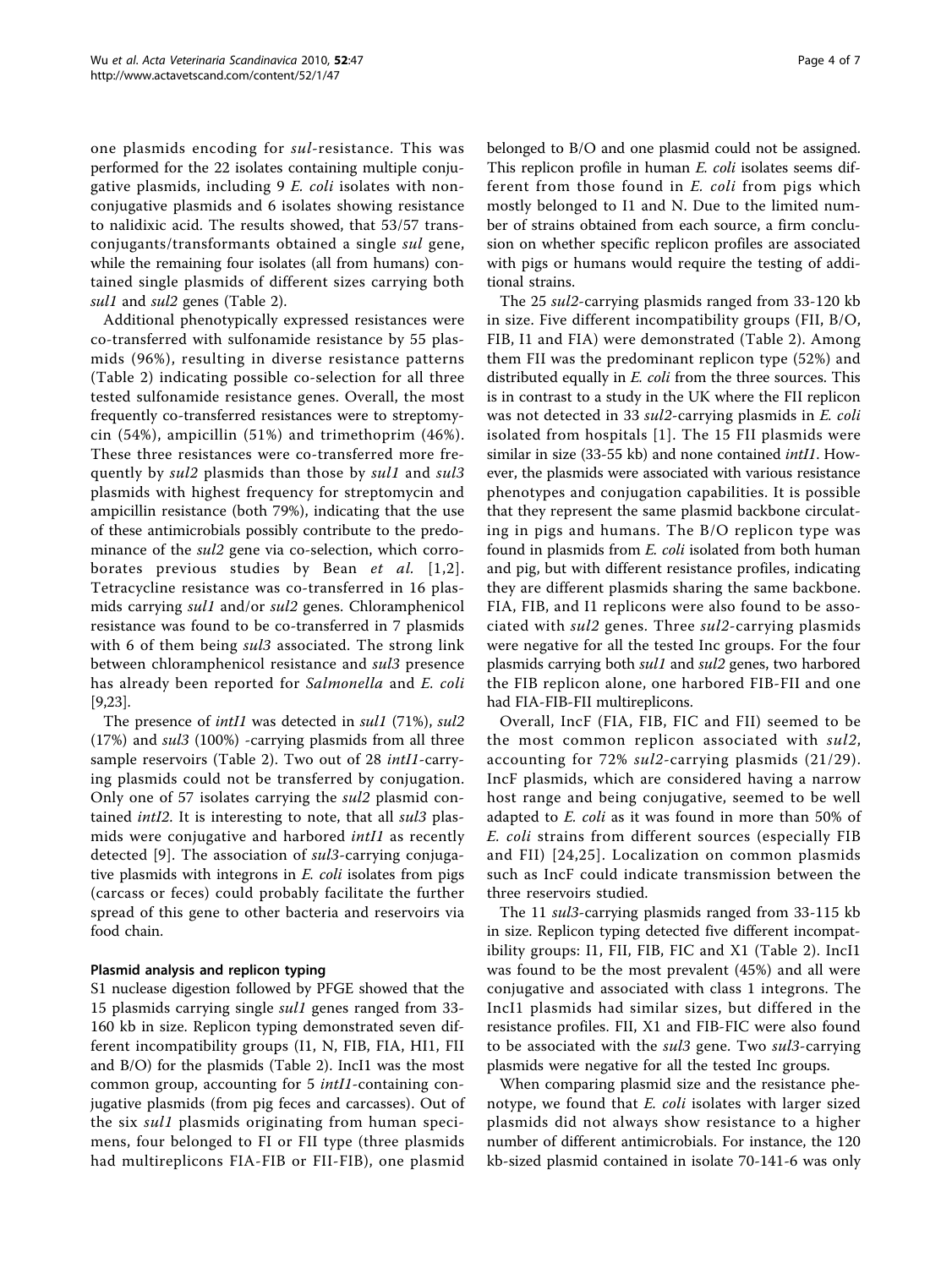one plasmids encoding for *sul*-resistance. This was performed for the 22 isolates containing multiple conjugative plasmids, including 9 *E. coli* isolates with non-conjugative plasmids and 6 isolates showing resistance to nalidixic acid. The results showed, that 53/57 transconjugants/transformants obtained a single *sul* gene, while the remaining four isolates (all from humans) contained single plasmids of different sizes carrying both *sul1* and *sul2* genes (Table 2).

Additional phenotypically expressed resistances were co-transferred with sulfonamide resistance by 55 plasmids (96%), resulting in diverse resistance patterns (Table 2) indicating possible co-selection for all three tested sulfonamide resistance genes. Overall, the most frequently co-transferred resistances were to streptomycin (54%), ampicillin (51%) and trimethoprim (46%). These three resistances were co-transferred more frequently by *sul2* plasmids than those by *sul1* and *sul3* plasmids with highest frequency for streptomycin and ampicillin resistance (both 79%), indicating that the use of these antimicrobials possibly contribute to the predominance of the *sul2* gene via co-selection, which corroborates previous studies by Bean *et al.* [1,2]. Tetracycline resistance was co-transferred in 16 plasmids carrying *sul1* and/or *sul2* genes. Chloramphenicol resistance was found to be co-transferred in 7 plasmids with 6 of them being *sul3* associated. The strong link between chloramphenicol resistance and *sul3* presence has already been reported for *Salmonella* and *E. coli* [9,23].

The presence of *intI1* was detected in *sul1* (71%), *sul2* (17%) and *sul3* (100%) -carrying plasmids from all three sample reservoirs (Table 2). Two out of 28 *intI1*-carrying plasmids could not be transferred by conjugation. Only one of 57 isolates carrying the *sul2* plasmid contained *intI2*. It is interesting to note, that all *sul3* plasmids were conjugative and harbored *intI1* as recently detected [9]. The association of *sul3*-carrying conjugative plasmids with integrons in *E. coli* isolates from pigs (carcass or feces) could probably facilitate the further spread of this gene to other bacteria and reservoirs via food chain.

### Plasmid analysis and replicon typing

S1 nuclease digestion followed by PFGE showed that the 15 plasmids carrying single *sul1* genes ranged from 33-160 kb in size. Replicon typing demonstrated seven different incompatibility groups (I1, N, FIB, FIA, HI1, FII and B/O) for the plasmids (Table 2). IncI1 was the most common group, accounting for 5 *intI1*-containing conjugative plasmids (from pig feces and carcasses). Out of the six *sul1* plasmids originating from human specimens, four belonged to FI or FII type (three plasmids had multireplicons FIA-FIB or FII-FIB), one plasmid belonged to B/O and one plasmid could not be assigned. This replicon profile in human *E. coli* isolates seems different from those found in *E. coli* from pigs which mostly belonged to I1 and N. Due to the limited number of strains obtained from each source, a firm conclusion on whether specific replicon profiles are associated with pigs or humans would require the testing of additional strains.

The 25 *sul2*-carrying plasmids ranged from 33-120 kb in size. Five different incompatibility groups (FII, B/O, FIB, I1 and FIA) were demonstrated (Table 2). Among them FII was the predominant replicon type (52%) and distributed equally in *E. coli* from the three sources. This is in contrast to a study in the UK where the FII replicon was not detected in 33 *sul2*-carrying plasmids in *E. coli* isolated from hospitals [1]. The 15 FII plasmids were similar in size (33-55 kb) and none contained *intI1*. However, the plasmids were associated with various resistance phenotypes and conjugation capabilities. It is possible that they represent the same plasmid backbone circulating in pigs and humans. The B/O replicon type was found in plasmids from *E. coli* isolated from both human and pig, but with different resistance profiles, indicating they are different plasmids sharing the same backbone. FIA, FIB, and I1 replicons were also found to be associated with *sul2* genes. Three *sul2*-carrying plasmids were negative for all the tested Inc groups. For the four plasmids carrying both *sul1* and *sul2* genes, two harbored the FIB replicon alone, one harbored FIB-FII and one had FIA-FIB-FII multireplicons.

Overall, IncF (FIA, FIB, FIC and FII) seemed to be the most common replicon associated with *sul2*, accounting for 72% *sul2*-carrying plasmids (21/29). IncF plasmids, which are considered having a narrow host range and being conjugative, seemed to be well adapted to *E. coli* as it was found in more than 50% of *E. coli* strains from different sources (especially FIB and FII) [24,25]. Localization on common plasmids such as IncF could indicate transmission between the three reservoirs studied.

The 11 *sul3*-carrying plasmids ranged from 33-115 kb in size. Replicon typing detected five different incompatibility groups: I1, FII, FIB, FIC and X1 (Table 2). IncI1 was found to be the most prevalent (45%) and all were conjugative and associated with class 1 integrons. The IncI1 plasmids had similar sizes, but differed in the resistance profiles. FII, X1 and FIB-FIC were also found to be associated with the *sul3* gene. Two *sul3*-carrying plasmids were negative for all the tested Inc groups.

When comparing plasmid size and the resistance phenotype, we found that *E. coli* isolates with larger sized plasmids did not always show resistance to a higher number of different antimicrobials. For instance, the 120 kb-sized plasmid contained in isolate 70-141-6 was only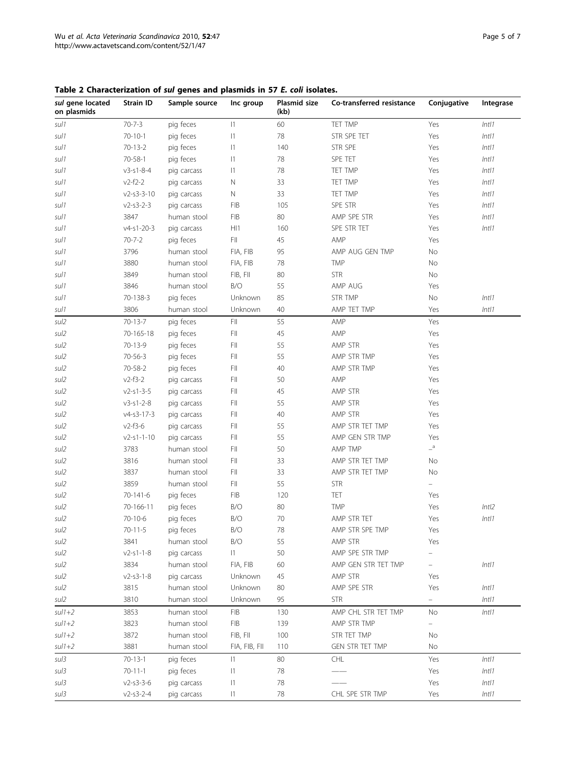**Table 2 Characterization of *sul* genes and plasmids in 57 *E. coli* isolates.**

| *sul* gene located on plasmids | Strain ID | Sample source | Inc group | Plasmid size (kb) | Co-transferred resistance | Conjugative | Integrase |
|---|---|---|---|---|---|---|---|
| *sul1* | 70-7-3 | pig feces | I1 | 60 | TET TMP | Yes | *IntI1* |
| *sul1* | 70-10-1 | pig feces | I1 | 78 | STR SPE TET | Yes | *IntI1* |
| *sul1* | 70-13-2 | pig feces | I1 | 140 | STR SPE | Yes | *IntI1* |
| *sul1* | 70-58-1 | pig feces | I1 | 78 | SPE TET | Yes | *IntI1* |
| *sul1* | v3-s1-8-4 | pig carcass | I1 | 78 | TET TMP | Yes | *IntI1* |
| *sul1* | v2-f2-2 | pig carcass | N | 33 | TET TMP | Yes | *IntI1* |
| *sul1* | v2-s3-3-10 | pig carcass | N | 33 | TET TMP | Yes | *IntI1* |
| *sul1* | v2-s3-2-3 | pig carcass | FIB | 105 | SPE STR | Yes | *IntI1* |
| *sul1* | 3847 | human stool | FIB | 80 | AMP SPE STR | Yes | *IntI1* |
| *sul1* | v4-s1-20-3 | pig carcass | HI1 | 160 | SPE STR TET | Yes | *IntI1* |
| *sul1* | 70-7-2 | pig feces | FII | 45 | AMP | Yes | |
| *sul1* | 3796 | human stool | FIA, FIB | 95 | AMP AUG GEN TMP | No | |
| *sul1* | 3880 | human stool | FIA, FIB | 78 | TMP | No | |
| *sul1* | 3849 | human stool | FIB, FII | 80 | STR | No | |
| *sul1* | 3846 | human stool | B/O | 55 | AMP AUG | Yes | |
| *sul1* | 70-138-3 | pig feces | Unknown | 85 | STR TMP | No | *IntI1* |
| *sul1* | 3806 | human stool | Unknown | 40 | AMP TET TMP | Yes | *IntI1* |
| *sul2* | 70-13-7 | pig feces | FII | 55 | AMP | Yes | |
| *sul2* | 70-165-18 | pig feces | FII | 45 | AMP | Yes | |
| *sul2* | 70-13-9 | pig feces | FII | 55 | AMP STR | Yes | |
| *sul2* | 70-56-3 | pig feces | FII | 55 | AMP STR TMP | Yes | |
| *sul2* | 70-58-2 | pig feces | FII | 40 | AMP STR TMP | Yes | |
| *sul2* | v2-f3-2 | pig carcass | FII | 50 | AMP | Yes | |
| *sul2* | v2-s1-3-5 | pig carcass | FII | 45 | AMP STR | Yes | |
| *sul2* | v3-s1-2-8 | pig carcass | FII | 55 | AMP STR | Yes | |
| *sul2* | v4-s3-17-3 | pig carcass | FII | 40 | AMP STR | Yes | |
| *sul2* | v2-f3-6 | pig carcass | FII | 55 | AMP STR TET TMP | Yes | |
| *sul2* | v2-s1-1-10 | pig carcass | FII | 55 | AMP GEN STR TMP | Yes | |
| *sul2* | 3783 | human stool | FII | 50 | AMP TMP | –[a] | |
| *sul2* | 3816 | human stool | FII | 33 | AMP STR TET TMP | No | |
| *sul2* | 3837 | human stool | FII | 33 | AMP STR TET TMP | No | |
| *sul2* | 3859 | human stool | FII | 55 | STR | – | |
| *sul2* | 70-141-6 | pig feces | FIB | 120 | TET | Yes | |
| *sul2* | 70-166-11 | pig feces | B/O | 80 | TMP | Yes | *IntI2* |
| *sul2* | 70-10-6 | pig feces | B/O | 70 | AMP STR TET | Yes | *IntI1* |
| *sul2* | 70-11-5 | pig feces | B/O | 78 | AMP STR SPE TMP | Yes | |
| *sul2* | 3841 | human stool | B/O | 55 | AMP STR | Yes | |
| *sul2* | v2-s1-1-8 | pig carcass | I1 | 50 | AMP SPE STR TMP | – | |
| *sul2* | 3834 | human stool | FIA, FIB | 60 | AMP GEN STR TET TMP | – | *IntI1* |
| *sul2* | v2-s3-1-8 | pig carcass | Unknown | 45 | AMP STR | Yes | |
| *sul2* | 3815 | human stool | Unknown | 80 | AMP SPE STR | Yes | *IntI1* |
| *sul2* | 3810 | human stool | Unknown | 95 | STR | – | *IntI1* |
| *sul1+2* | 3853 | human stool | FIB | 130 | AMP CHL STR TET TMP | No | *IntI1* |
| *sul1+2* | 3823 | human stool | FIB | 139 | AMP STR TMP | – | |
| *sul1+2* | 3872 | human stool | FIB, FII | 100 | STR TET TMP | No | |
| *sul1+2* | 3881 | human stool | FIA, FIB, FII | 110 | GEN STR TET TMP | No | |
| *sul3* | 70-13-1 | pig feces | I1 | 80 | CHL | Yes | *IntI1* |
| *sul3* | 70-11-1 | pig feces | I1 | 78 | —— | Yes | *IntI1* |
| *sul3* | v2-s3-3-6 | pig carcass | I1 | 78 | —— | Yes | *IntI1* |
| *sul3* | v2-s3-2-4 | pig carcass | I1 | 78 | CHL SPE STR TMP | Yes | *IntI1* |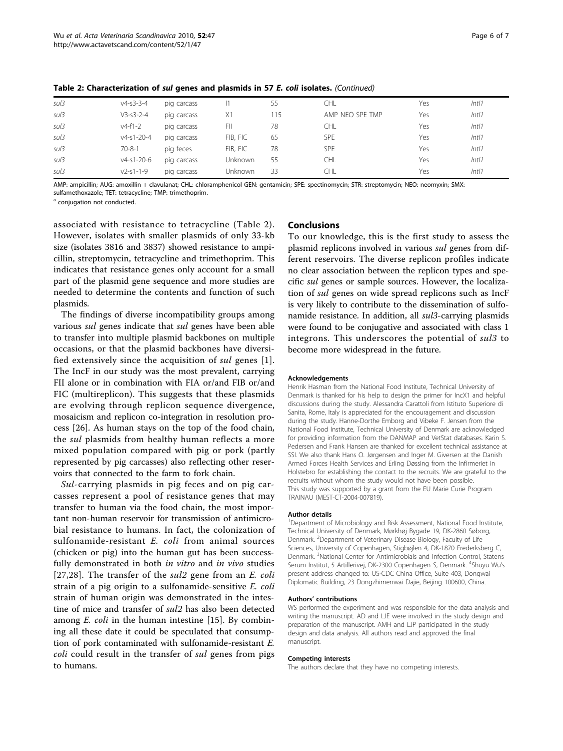**Table 2: Characterization of *sul* genes and plasmids in 57 *E. coli* isolates.** *(Continued)*

| | | | | | | | |
|---|---|---|---|---|---|---|---|
| *sul3* | v4-s3-3-4 | pig carcass | I1 | 55 | CHL | Yes | *Intl1* |
| *sul3* | V3-s3-2-4 | pig carcass | X1 | 115 | AMP NEO SPE TMP | Yes | *Intl1* |
| *sul3* | v4-f1-2 | pig carcass | FII | 78 | CHL | Yes | *Intl1* |
| *sul3* | v4-s1-20-4 | pig carcass | FIB, FIC | 65 | SPE | Yes | *Intl1* |
| *sul3* | 70-8-1 | pig feces | FIB, FIC | 78 | SPE | Yes | *Intl1* |
| *sul3* | v4-s1-20-6 | pig carcass | Unknown | 55 | CHL | Yes | *Intl1* |
| *sul3* | v2-s1-1-9 | pig carcass | Unknown | 33 | CHL | Yes | *Intl1* |

AMP: ampicillin; AUG: amoxillin + clavulanat; CHL: chloramphenicol GEN: gentamicin; SPE: spectinomycin; STR: streptomycin; NEO: neomyxin; SMX: sulfamethoxazole; TET: tetracycline; TMP: trimethoprim.

[a] conjugation not conducted.

associated with resistance to tetracycline (Table 2). However, isolates with smaller plasmids of only 33-kb size (isolates 3816 and 3837) showed resistance to ampicillin, streptomycin, tetracycline and trimethoprim. This indicates that resistance genes only account for a small part of the plasmid gene sequence and more studies are needed to determine the contents and function of such plasmids.

The findings of diverse incompatibility groups among various *sul* genes indicate that *sul* genes have been able to transfer into multiple plasmid backbones on multiple occasions, or that the plasmid backbones have diversified extensively since the acquisition of *sul* genes [1]. The IncF in our study was the most prevalent, carrying FII alone or in combination with FIA or/and FIB or/and FIC (multireplicon). This suggests that these plasmids are evolving through replicon sequence divergence, mosaicism and replicon co-integration in resolution process [26]. As human stays on the top of the food chain, the *sul* plasmids from healthy human reflects a more mixed population compared with pig or pork (partly represented by pig carcasses) also reflecting other reservoirs that connected to the farm to fork chain.

*Sul*-carrying plasmids in pig feces and on pig carcasses represent a pool of resistance genes that may transfer to human via the food chain, the most important non-human reservoir for transmission of antimicrobial resistance to humans. In fact, the colonization of sulfonamide-resistant *E. coli* from animal sources (chicken or pig) into the human gut has been successfully demonstrated in both *in vitro* and *in vivo* studies [27,28]. The transfer of the *sul2* gene from an *E. coli* strain of a pig origin to a sulfonamide-sensitive *E. coli* strain of human origin was demonstrated in the intestine of mice and transfer of *sul2* has also been detected among *E. coli* in the human intestine [15]. By combining all these date it could be speculated that consumption of pork contaminated with sulfonamide-resistant *E. coli* could result in the transfer of *sul* genes from pigs to humans.

## Conclusions

To our knowledge, this is the first study to assess the plasmid replicons involved in various *sul* genes from different reservoirs. The diverse replicon profiles indicate no clear association between the replicon types and specific *sul* genes or sample sources. However, the localization of *sul* genes on wide spread replicons such as IncF is very likely to contribute to the dissemination of sulfonamide resistance. In addition, all *sul3*-carrying plasmids were found to be conjugative and associated with class 1 integrons. This underscores the potential of *sul3* to become more widespread in the future.

#### Acknowledgements

Henrik Hasman from the National Food Institute, Technical University of Denmark is thanked for his help to design the primer for IncX1 and helpful discussions during the study. Alessandra Carattoli from Istituto Superiore di Sanita, Rome, Italy is appreciated for the encouragement and discussion during the study. Hanne-Dorthe Emborg and Vibeke F. Jensen from the National Food Institute, Technical University of Denmark are acknowledged for providing information from the DANMAP and VetStat databases. Karin S. Pedersen and Frank Hansen are thanked for excellent technical assistance at SSI. We also thank Hans O. Jørgensen and Inger M. Giversen at the Danish Armed Forces Health Services and Erling Døssing from the Infirmeriet in Holstebro for establishing the contact to the recruits. We are grateful to the recruits without whom the study would not have been possible.
This study was supported by a grant from the EU Marie Curie Program TRAINAU (MEST-CT-2004-007819).

#### Author details

[1]Department of Microbiology and Risk Assessment, National Food Institute, Technical University of Denmark, Mørkhøj Bygade 19, DK-2860 Søborg, Denmark. [2]Department of Veterinary Disease Biology, Faculty of Life Sciences, University of Copenhagen, Stigbøjlen 4, DK-1870 Frederksberg C, Denmark. [3]National Center for Antimicrobials and Infection Control, Statens Serum Institut, 5 Artillerivej, DK-2300 Copenhagen S, Denmark. [4]Shuyu Wu's present address changed to: US-CDC China Office, Suite 403, Dongwai Diplomatic Building, 23 Dongzhimenwai Dajie, Beijing 100600, China.

#### Authors' contributions

WS performed the experiment and was responsible for the data analysis and writing the manuscript. AD and LJE were involved in the study design and preparation of the manuscript. AMH and LJP participated in the study design and data analysis. All authors read and approved the final manuscript.

#### Competing interests

The authors declare that they have no competing interests.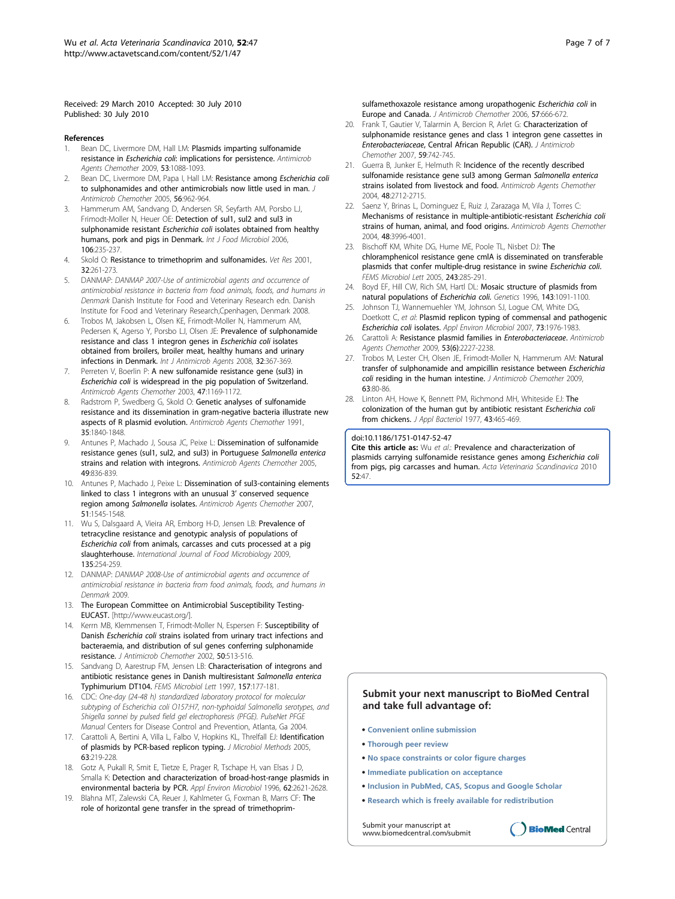Received: 29 March 2010 Accepted: 30 July 2010
Published: 30 July 2010

## References

1. Bean DC, Livermore DM, Hall LM: **Plasmids imparting sulfonamide resistance in *Escherichia coli*: implications for persistence.** *Antimicrob Agents Chemother* 2009, **53**:1088-1093.
2. Bean DC, Livermore DM, Papa I, Hall LM: **Resistance among *Escherichia coli* to sulphonamides and other antimicrobials now little used in man.** *J Antimicrob Chemother* 2005, **56**:962-964.
3. Hammerum AM, Sandvang D, Andersen SR, Seyfarth AM, Porsbo LJ, Frimodt-Moller N, Heuer OE: **Detection of sul1, sul2 and sul3 in sulphonamide resistant *Escherichia coli* isolates obtained from healthy humans, pork and pigs in Denmark.** *Int J Food Microbiol* 2006, **106**:235-237.
4. Skold O: **Resistance to trimethoprim and sulfonamides.** *Vet Res* 2001, **32**:261-273.
5. DANMAP: *DANMAP 2007-Use of antimicrobial agents and occurrence of antimicrobial resistance in bacteria from food animals, foods, and humans in Denmark* Danish Institute for Food and Veterinary Research edn. Danish Institute for Food and Veterinary Research,Cpenhagen, Denmark 2008.
6. Trobos M, Jakobsen L, Olsen KE, Frimodt-Moller N, Hammerum AM, Pedersen K, Agerso Y, Porsbo LJ, Olsen JE: **Prevalence of sulphonamide resistance and class 1 integron genes in *Escherichia coli* isolates obtained from broilers, broiler meat, healthy humans and urinary infections in Denmark.** *Int J Antimicrob Agents* 2008, **32**:367-369.
7. Perreten V, Boerlin P: **A new sulfonamide resistance gene (sul3) in *Escherichia coli* is widespread in the pig population of Switzerland.** *Antimicrob Agents Chemother* 2003, **47**:1169-1172.
8. Radstrom P, Swedberg G, Skold O: **Genetic analyses of sulfonamide resistance and its dissemination in gram-negative bacteria illustrate new aspects of R plasmid evolution.** *Antimicrob Agents Chemother* 1991, **35**:1840-1848.
9. Antunes P, Machado J, Sousa JC, Peixe L: **Dissemination of sulfonamide resistance genes (sul1, sul2, and sul3) in Portuguese *Salmonella enterica* strains and relation with integrons.** *Antimicrob Agents Chemother* 2005, **49**:836-839.
10. Antunes P, Machado J, Peixe L: **Dissemination of sul3-containing elements linked to class 1 integrons with an unusual 3' conserved sequence region among *Salmonella* isolates.** *Antimicrob Agents Chemother* 2007, **51**:1545-1548.
11. Wu S, Dalsgaard A, Vieira AR, Emborg H-D, Jensen LB: **Prevalence of tetracycline resistance and genotypic analysis of populations of *Escherichia coli* from animals, carcasses and cuts processed at a pig slaughterhouse.** *International Journal of Food Microbiology* 2009, **135**:254-259.
12. DANMAP: *DANMAP 2008-Use of antimicrobial agents and occurrence of antimicrobial resistance in bacteria from food animals, foods, and humans in Denmark* 2009.
13. **The European Committee on Antimicrobial Susceptibility Testing-EUCAST.** [http://www.eucast.org/].
14. Kerrn MB, Klemmensen T, Frimodt-Moller N, Espersen F: **Susceptibility of Danish *Escherichia coli* strains isolated from urinary tract infections and bacteraemia, and distribution of sul genes conferring sulphonamide resistance.** *J Antimicrob Chemother* 2002, **50**:513-516.
15. Sandvang D, Aarestrup FM, Jensen LB: **Characterisation of integrons and antibiotic resistance genes in Danish multiresistant *Salmonella enterica* Typhimurium DT104.** *FEMS Microbiol Lett* 1997, **157**:177-181.
16. CDC: *One-day (24-48 h) standardized laboratory protocol for molecular subtyping of Escherichia coli O157:H7, non-typhoidal Salmonella serotypes, and Shigella sonnei by pulsed field gel electrophoresis (PFGE). PulseNet PFGE Manual* Centers for Disease Control and Prevention, Atlanta, Ga 2004.
17. Carattoli A, Bertini A, Villa L, Falbo V, Hopkins KL, Threlfall EJ: **Identification of plasmids by PCR-based replicon typing.** *J Microbiol Methods* 2005, **63**:219-228.
18. Gotz A, Pukall R, Smit E, Tietze E, Prager R, Tschape H, van Elsas J D, Smalla K: **Detection and characterization of broad-host-range plasmids in environmental bacteria by PCR.** *Appl Environ Microbiol* 1996, **62**:2621-2628.
19. Blahna MT, Zalewski CA, Reuer J, Kahlmeter G, Foxman B, Marrs CF: **The role of horizontal gene transfer in the spread of trimethoprim-sulfamethoxazole resistance among uropathogenic *Escherichia coli* in Europe and Canada.** *J Antimicrob Chemother* 2006, **57**:666-672.
20. Frank T, Gautier V, Talarmin A, Bercion R, Arlet G: **Characterization of sulphonamide resistance genes and class 1 integron gene cassettes in *Enterobacteriaceae*, Central African Republic (CAR).** *J Antimicrob Chemother* 2007, **59**:742-745.
21. Guerra B, Junker E, Helmuth R: **Incidence of the recently described sulfonamide resistance gene sul3 among German *Salmonella enterica* strains isolated from livestock and food.** *Antimicrob Agents Chemother* 2004, **48**:2712-2715.
22. Saenz Y, Brinas L, Dominguez E, Ruiz J, Zarazaga M, Vila J, Torres C: **Mechanisms of resistance in multiple-antibiotic-resistant *Escherichia coli* strains of human, animal, and food origins.** *Antimicrob Agents Chemother* 2004, **48**:3996-4001.
23. Bischoff KM, White DG, Hume ME, Poole TL, Nisbet DJ: **The chloramphenicol resistance gene cmlA is disseminated on transferable plasmids that confer multiple-drug resistance in swine *Escherichia coli*.** *FEMS Microbiol Lett* 2005, **243**:285-291.
24. Boyd EF, Hill CW, Rich SM, Hartl DL: **Mosaic structure of plasmids from natural populations of *Escherichia coli*.** *Genetics* 1996, **143**:1091-1100.
25. Johnson TJ, Wannemuehler YM, Johnson SJ, Logue CM, White DG, Doetkott C, *et al*: **Plasmid replicon typing of commensal and pathogenic *Escherichia coli* isolates.** *Appl Environ Microbiol* 2007, **73**:1976-1983.
26. Carattoli A: **Resistance plasmid families in *Enterobacteriaceae*.** *Antimicrob Agents Chemother* 2009, **53(6)**:2227-2238.
27. Trobos M, Lester CH, Olsen JE, Frimodt-Moller N, Hammerum AM: **Natural transfer of sulphonamide and ampicillin resistance between *Escherichia coli* residing in the human intestine.** *J Antimicrob Chemother* 2009, **63**:80-86.
28. Linton AH, Howe K, Bennett PM, Richmond MH, Whiteside EJ: **The colonization of the human gut by antibiotic resistant *Escherichia coli* from chickens.** *J Appl Bacteriol* 1977, **43**:465-469.

doi:10.1186/1751-0147-52-47

**Cite this article as:** Wu *et al.*: Prevalence and characterization of plasmids carrying sulfonamide resistance genes among *Escherichia coli* from pigs, pig carcasses and human. *Acta Veterinaria Scandinavica* 2010 **52**:47.

**Submit your next manuscript to BioMed Central and take full advantage of:**

- Convenient online submission
- Thorough peer review
- No space constraints or color figure charges
- Immediate publication on acceptance
- Inclusion in PubMed, CAS, Scopus and Google Scholar
- Research which is freely available for redistribution

Submit your manuscript at
www.biomedcentral.com/submit

BioMed Central